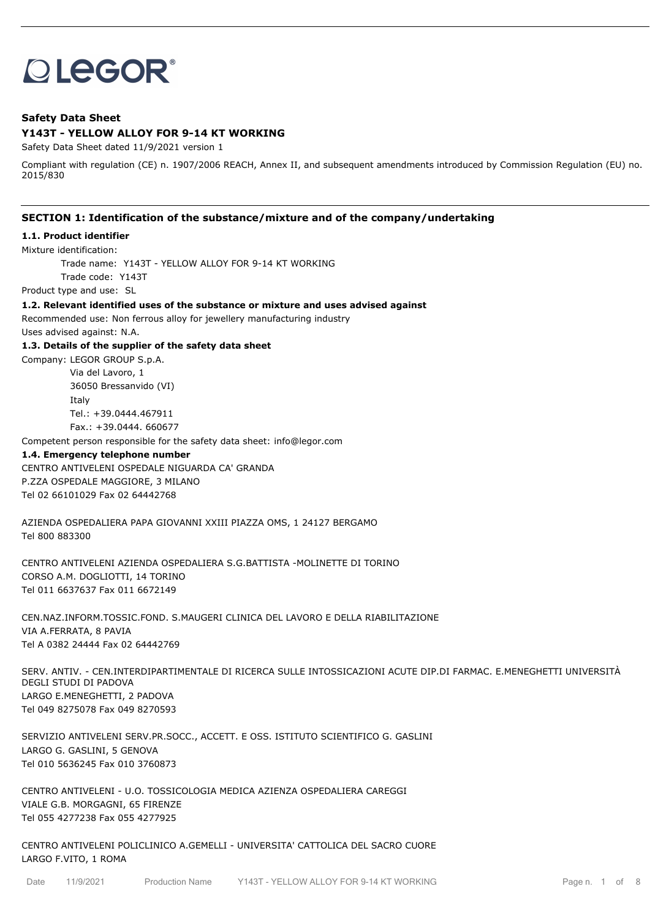LEGOR®

**Safety Data Sheet**

**Y143T - YELLOW ALLOY FOR 9-14 KT WORKING**

Safety Data Sheet dated 11/9/2021 version 1

Compliant with regulation (CE) n. 1907/2006 REACH, Annex II, and subsequent amendments introduced by Commission Regulation (EU) no. 2015/830

## SECTION 1: Identification of the substance/mixture and of the company/undertaking

### 1.1. Product identifier

Mixture identification:

Trade name: Y143T - YELLOW ALLOY FOR 9-14 KT WORKING

Trade code: Y143T

Product type and use: SL

### 1.2. Relevant identified uses of the substance or mixture and uses advised against

Recommended use: Non ferrous alloy for jewellery manufacturing industry

Uses advised against: N.A.

### 1.3. Details of the supplier of the safety data sheet

Company: LEGOR GROUP S.p.A.
Via del Lavoro, 1
36050 Bressanvido (VI)
Italy
Tel.: +39.0444.467911
Fax.: +39.0444. 660677

Competent person responsible for the safety data sheet: info@legor.com

### 1.4. Emergency telephone number

CENTRO ANTIVELENI OSPEDALE NIGUARDA CA' GRANDA
P.ZZA OSPEDALE MAGGIORE, 3 MILANO
Tel 02 66101029 Fax 02 64442768

AZIENDA OSPEDALIERA PAPA GIOVANNI XXIII PIAZZA OMS, 1 24127 BERGAMO
Tel 800 883300

CENTRO ANTIVELENI AZIENDA OSPEDALIERA S.G.BATTISTA -MOLINETTE DI TORINO
CORSO A.M. DOGLIOTTI, 14 TORINO
Tel 011 6637637 Fax 011 6672149

CEN.NAZ.INFORM.TOSSIC.FOND. S.MAUGERI CLINICA DEL LAVORO E DELLA RIABILITAZIONE
VIA A.FERRATA, 8 PAVIA
Tel A 0382 24444 Fax 02 64442769

SERV. ANTIV. - CEN.INTERDIPARTIMENTALE DI RICERCA SULLE INTOSSICAZIONI ACUTE DIP.DI FARMAC. E.MENEGHETTI UNIVERSITÀ DEGLI STUDI DI PADOVA
LARGO E.MENEGHETTI, 2 PADOVA
Tel 049 8275078 Fax 049 8270593

SERVIZIO ANTIVELENI SERV.PR.SOCC., ACCETT. E OSS. ISTITUTO SCIENTIFICO G. GASLINI
LARGO G. GASLINI, 5 GENOVA
Tel 010 5636245 Fax 010 3760873

CENTRO ANTIVELENI - U.O. TOSSICOLOGIA MEDICA AZIENZA OSPEDALIERA CAREGGI
VIALE G.B. MORGAGNI, 65 FIRENZE
Tel 055 4277238 Fax 055 4277925

CENTRO ANTIVELENI POLICLINICO A.GEMELLI - UNIVERSITA' CATTOLICA DEL SACRO CUORE
LARGO F.VITO, 1 ROMA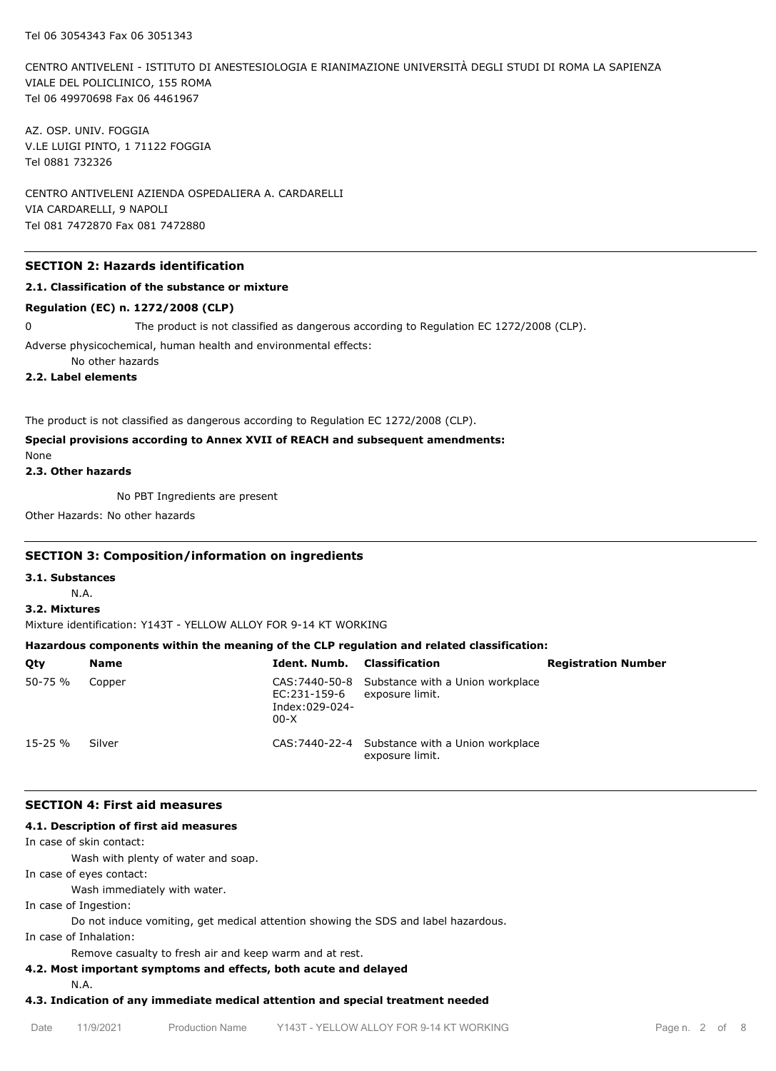Tel 06 3054343 Fax 06 3051343

CENTRO ANTIVELENI - ISTITUTO DI ANESTESIOLOGIA E RIANIMAZIONE UNIVERSITÀ DEGLI STUDI DI ROMA LA SAPIENZA
VIALE DEL POLICLINICO, 155 ROMA
Tel 06 49970698 Fax 06 4461967

AZ. OSP. UNIV. FOGGIA
V.LE LUIGI PINTO, 1 71122 FOGGIA
Tel 0881 732326

CENTRO ANTIVELENI AZIENDA OSPEDALIERA A. CARDARELLI
VIA CARDARELLI, 9 NAPOLI
Tel 081 7472870 Fax 081 7472880

## SECTION 2: Hazards identification

### 2.1. Classification of the substance or mixture

**Regulation (EC) n. 1272/2008 (CLP)**

0 The product is not classified as dangerous according to Regulation EC 1272/2008 (CLP).

Adverse physicochemical, human health and environmental effects:

No other hazards

### 2.2. Label elements

The product is not classified as dangerous according to Regulation EC 1272/2008 (CLP).

**Special provisions according to Annex XVII of REACH and subsequent amendments:**

None

### 2.3. Other hazards

No PBT Ingredients are present

Other Hazards: No other hazards

## SECTION 3: Composition/information on ingredients

### 3.1. Substances

N.A.

### 3.2. Mixtures

Mixture identification: Y143T - YELLOW ALLOY FOR 9-14 KT WORKING

**Hazardous components within the meaning of the CLP regulation and related classification:**

| Qty | Name | Ident. Numb. | Classification | Registration Number |
|---|---|---|---|---|
| 50-75 % | Copper | CAS:7440-50-8 EC:231-159-6 Index:029-024-00-X | Substance with a Union workplace exposure limit. | |
| 15-25 % | Silver | CAS:7440-22-4 | Substance with a Union workplace exposure limit. | |

## SECTION 4: First aid measures

### 4.1. Description of first aid measures

In case of skin contact:

Wash with plenty of water and soap.

In case of eyes contact:

Wash immediately with water.

In case of Ingestion:

Do not induce vomiting, get medical attention showing the SDS and label hazardous.

In case of Inhalation:

Remove casualty to fresh air and keep warm and at rest.

### 4.2. Most important symptoms and effects, both acute and delayed

N.A.

### 4.3. Indication of any immediate medical attention and special treatment needed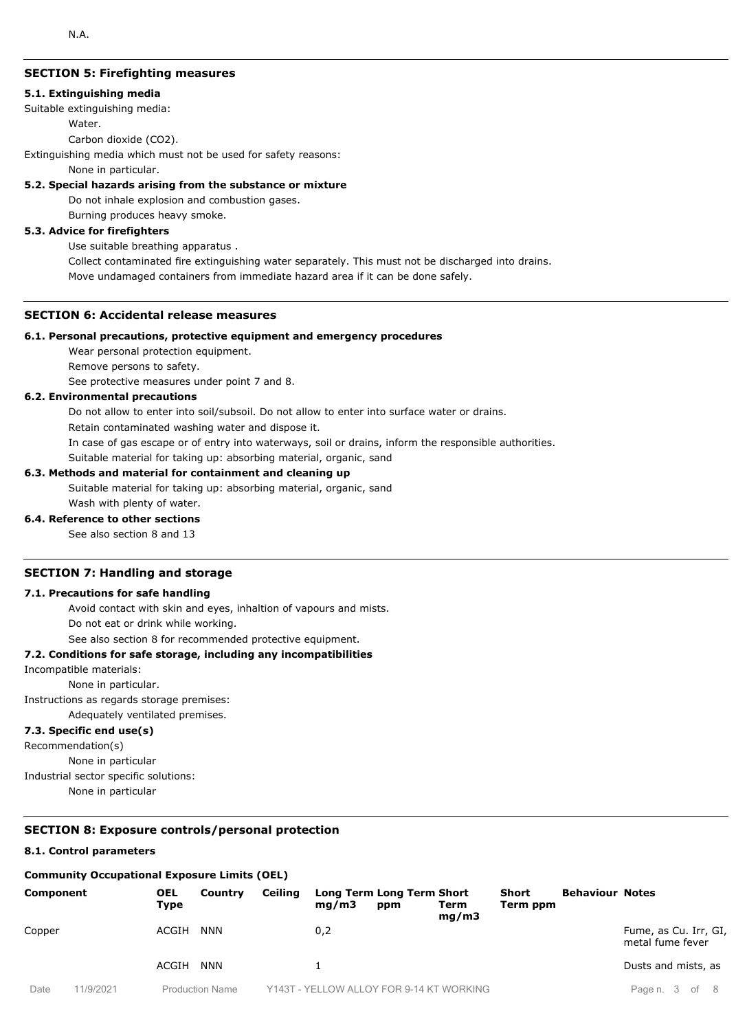N.A.

## SECTION 5: Firefighting measures

### 5.1. Extinguishing media

Suitable extinguishing media:

Water.

Carbon dioxide ($CO_2$).

Extinguishing media which must not be used for safety reasons:

None in particular.

### 5.2. Special hazards arising from the substance or mixture

Do not inhale explosion and combustion gases.

Burning produces heavy smoke.

### 5.3. Advice for firefighters

Use suitable breathing apparatus .

Collect contaminated fire extinguishing water separately. This must not be discharged into drains.

Move undamaged containers from immediate hazard area if it can be done safely.

## SECTION 6: Accidental release measures

### 6.1. Personal precautions, protective equipment and emergency procedures

Wear personal protection equipment.

Remove persons to safety.

See protective measures under point 7 and 8.

### 6.2. Environmental precautions

Do not allow to enter into soil/subsoil. Do not allow to enter into surface water or drains.

Retain contaminated washing water and dispose it.

In case of gas escape or of entry into waterways, soil or drains, inform the responsible authorities.

Suitable material for taking up: absorbing material, organic, sand

### 6.3. Methods and material for containment and cleaning up

Suitable material for taking up: absorbing material, organic, sand

Wash with plenty of water.

### 6.4. Reference to other sections

See also section 8 and 13

## SECTION 7: Handling and storage

### 7.1. Precautions for safe handling

Avoid contact with skin and eyes, inhaltion of vapours and mists.

Do not eat or drink while working.

See also section 8 for recommended protective equipment.

### 7.2. Conditions for safe storage, including any incompatibilities

Incompatible materials:

None in particular.

Instructions as regards storage premises:

Adequately ventilated premises.

### 7.3. Specific end use(s)

Recommendation(s)

None in particular

Industrial sector specific solutions:

None in particular

## SECTION 8: Exposure controls/personal protection

### 8.1. Control parameters

**Community Occupational Exposure Limits (OEL)**

| Component | OEL Type | Country | Ceiling | Long Term mg/m3 | Long Term ppm | Short Term mg/m3 | Short Term ppm | Behaviour | Notes |
|---|---|---|---|---|---|---|---|---|---|
| Copper | ACGIH | NNN | | 0,2 | | | | | Fume, as Cu. Irr, GI, metal fume fever |
| | ACGIH | NNN | | 1 | | | | | Dusts and mists, as |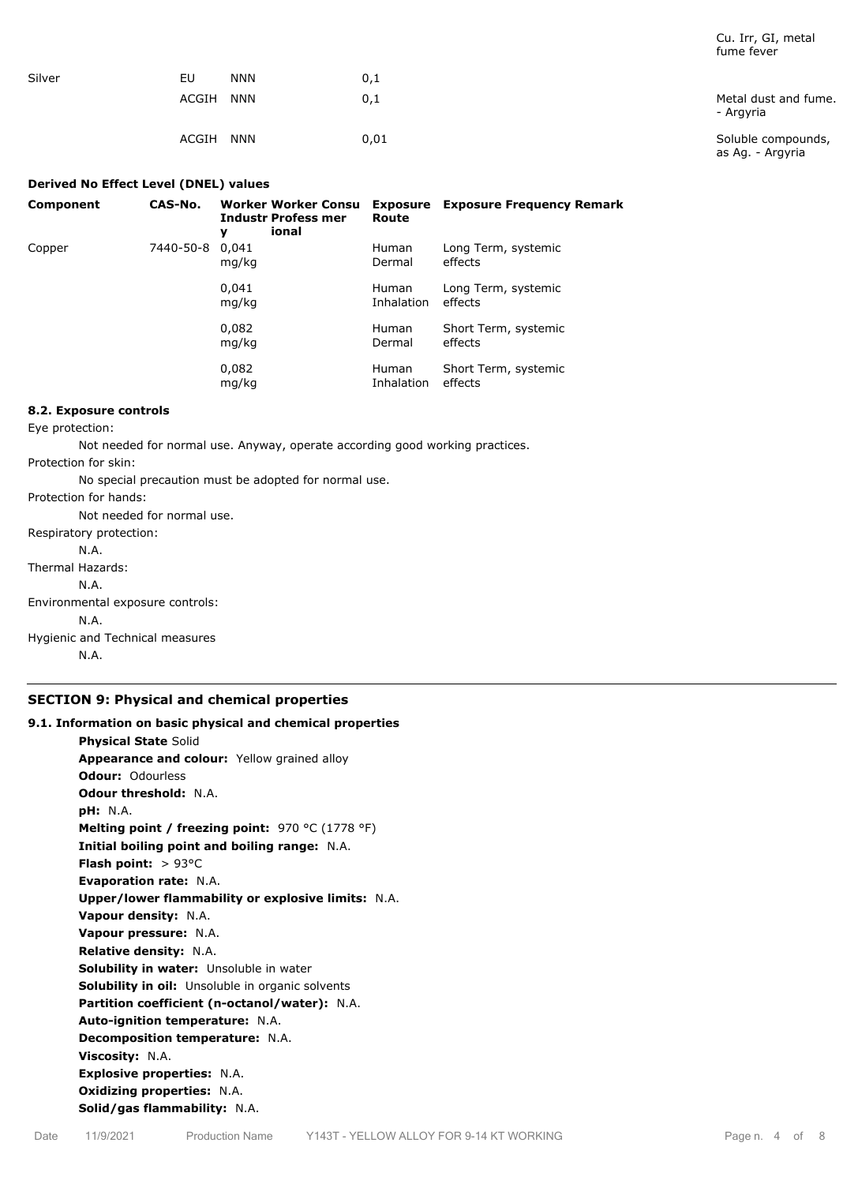| | | | | Cu. Irr, GI, metal fume fever |
|---|---|---|---|---|
| Silver | EU | NNN | 0,1 | |
| | ACGIH | NNN | 0,1 | Metal dust and fume. - Argyria |
| | ACGIH | NNN | 0,01 | Soluble compounds, as Ag. - Argyria |

**Derived No Effect Level (DNEL) values**

| Component | CAS-No. | Worker Industry | Worker Professional | Consumer | Exposure Route | Exposure Frequency | Remark |
|---|---|---|---|---|---|---|---|
| Copper | 7440-50-8 | 0,041 mg/kg | | | Human Dermal | Long Term, systemic effects | |
| | | 0,041 mg/kg | | | Human Inhalation | Long Term, systemic effects | |
| | | 0,082 mg/kg | | | Human Dermal | Short Term, systemic effects | |
| | | 0,082 mg/kg | | | Human Inhalation | Short Term, systemic effects | |

**8.2. Exposure controls**

Eye protection:

Not needed for normal use. Anyway, operate according good working practices.

Protection for skin:

No special precaution must be adopted for normal use.

Protection for hands:

Not needed for normal use.

Respiratory protection:

N.A.

Thermal Hazards:

N.A.

Environmental exposure controls:

N.A.

Hygienic and Technical measures

N.A.

## SECTION 9: Physical and chemical properties

**9.1. Information on basic physical and chemical properties**

**Physical State** Solid
**Appearance and colour:** Yellow grained alloy
**Odour:** Odourless
**Odour threshold:** N.A.
**pH:** N.A.
**Melting point / freezing point:** 970 °C (1778 °F)
**Initial boiling point and boiling range:** N.A.
**Flash point:** > 93°C
**Evaporation rate:** N.A.
**Upper/lower flammability or explosive limits:** N.A.
**Vapour density:** N.A.
**Vapour pressure:** N.A.
**Relative density:** N.A.
**Solubility in water:** Unsoluble in water
**Solubility in oil:** Unsoluble in organic solvents
**Partition coefficient (n-octanol/water):** N.A.
**Auto-ignition temperature:** N.A.
**Decomposition temperature:** N.A.
**Viscosity:** N.A.
**Explosive properties:** N.A.
**Oxidizing properties:** N.A.
**Solid/gas flammability:** N.A.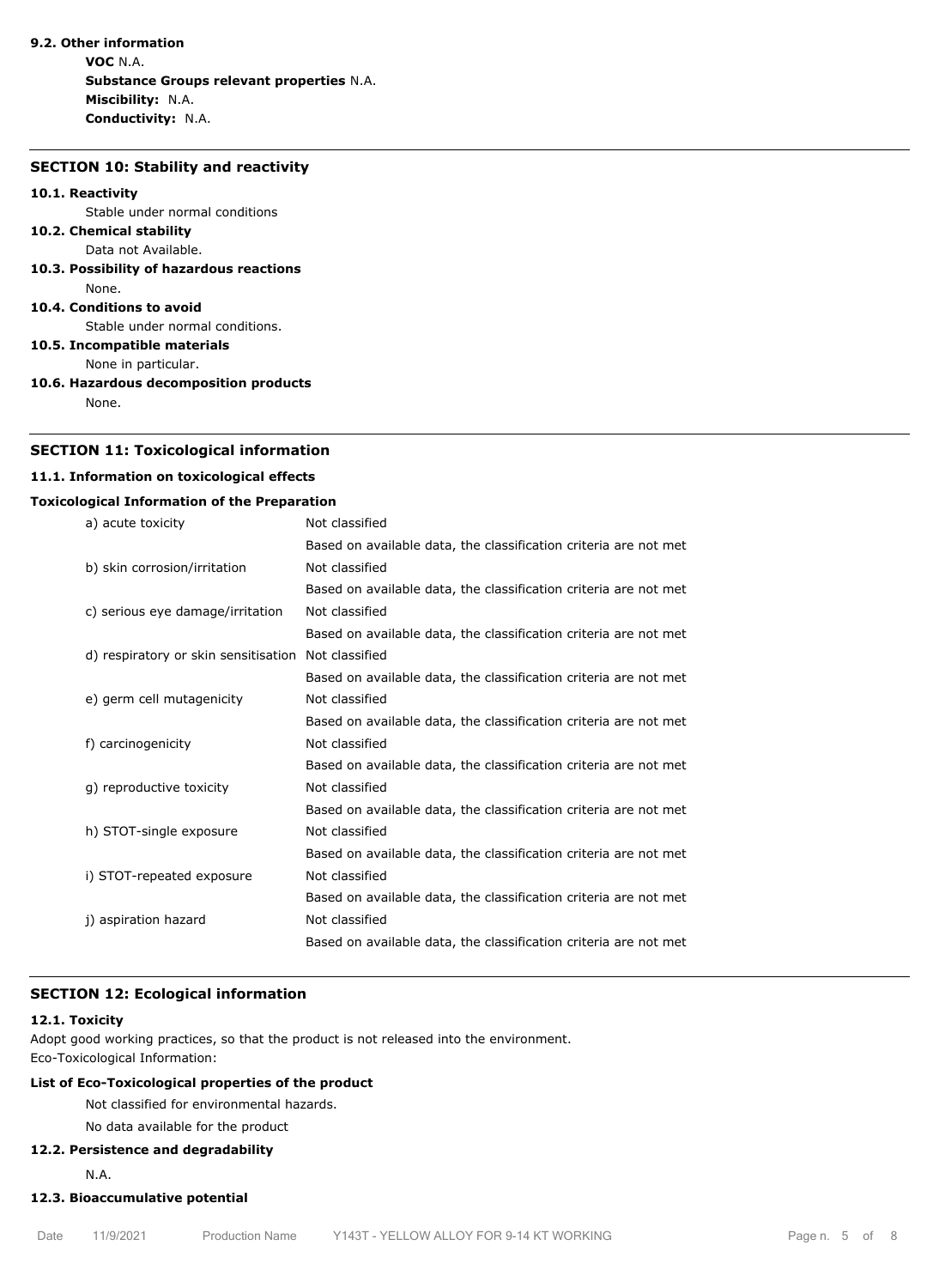**9.2. Other information**

**VOC** N.A.
**Substance Groups relevant properties** N.A.
**Miscibility:** N.A.
**Conductivity:** N.A.

## SECTION 10: Stability and reactivity

**10.1. Reactivity**

Stable under normal conditions

**10.2. Chemical stability**

Data not Available.

**10.3. Possibility of hazardous reactions**

None.

**10.4. Conditions to avoid**

Stable under normal conditions.

**10.5. Incompatible materials**

None in particular.

**10.6. Hazardous decomposition products**

None.

## SECTION 11: Toxicological information

**11.1. Information on toxicological effects**

**Toxicological Information of the Preparation**

| | |
|---|---|
| a) acute toxicity | Not classified |
| | Based on available data, the classification criteria are not met |
| b) skin corrosion/irritation | Not classified |
| | Based on available data, the classification criteria are not met |
| c) serious eye damage/irritation | Not classified |
| | Based on available data, the classification criteria are not met |
| d) respiratory or skin sensitisation | Not classified |
| | Based on available data, the classification criteria are not met |
| e) germ cell mutagenicity | Not classified |
| | Based on available data, the classification criteria are not met |
| f) carcinogenicity | Not classified |
| | Based on available data, the classification criteria are not met |
| g) reproductive toxicity | Not classified |
| | Based on available data, the classification criteria are not met |
| h) STOT-single exposure | Not classified |
| | Based on available data, the classification criteria are not met |
| i) STOT-repeated exposure | Not classified |
| | Based on available data, the classification criteria are not met |
| j) aspiration hazard | Not classified |
| | Based on available data, the classification criteria are not met |

## SECTION 12: Ecological information

**12.1. Toxicity**

Adopt good working practices, so that the product is not released into the environment.
Eco-Toxicological Information:

**List of Eco-Toxicological properties of the product**

Not classified for environmental hazards.

No data available for the product

**12.2. Persistence and degradability**

N.A.

**12.3. Bioaccumulative potential**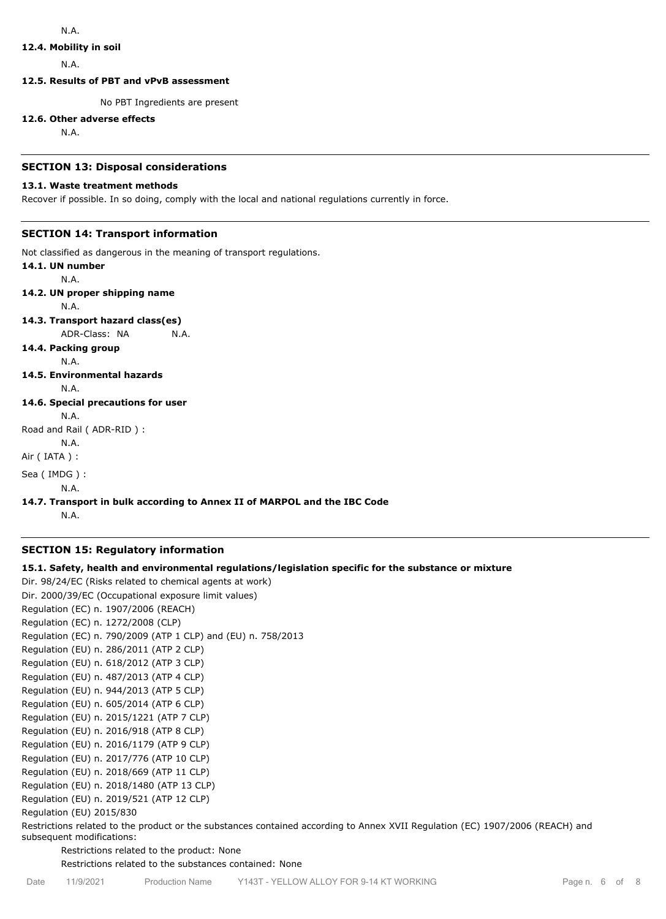N.A.

**12.4. Mobility in soil**

N.A.

**12.5. Results of PBT and vPvB assessment**

No PBT Ingredients are present

**12.6. Other adverse effects**

N.A.

## SECTION 13: Disposal considerations

**13.1. Waste treatment methods**

Recover if possible. In so doing, comply with the local and national regulations currently in force.

## SECTION 14: Transport information

Not classified as dangerous in the meaning of transport regulations.

**14.1. UN number**

N.A.

**14.2. UN proper shipping name**

N.A.

**14.3. Transport hazard class(es)**

ADR-Class: NA N.A.

**14.4. Packing group**

N.A.

**14.5. Environmental hazards**

N.A.

**14.6. Special precautions for user**

N.A.

Road and Rail ( ADR-RID ) :

N.A.

Air ( IATA ) :

Sea ( IMDG ) :

N.A.

**14.7. Transport in bulk according to Annex II of MARPOL and the IBC Code**

N.A.

## SECTION 15: Regulatory information

**15.1. Safety, health and environmental regulations/legislation specific for the substance or mixture**

Dir. 98/24/EC (Risks related to chemical agents at work)
Dir. 2000/39/EC (Occupational exposure limit values)
Regulation (EC) n. 1907/2006 (REACH)
Regulation (EC) n. 1272/2008 (CLP)
Regulation (EC) n. 790/2009 (ATP 1 CLP) and (EU) n. 758/2013
Regulation (EU) n. 286/2011 (ATP 2 CLP)
Regulation (EU) n. 618/2012 (ATP 3 CLP)
Regulation (EU) n. 487/2013 (ATP 4 CLP)
Regulation (EU) n. 944/2013 (ATP 5 CLP)
Regulation (EU) n. 605/2014 (ATP 6 CLP)
Regulation (EU) n. 2015/1221 (ATP 7 CLP)
Regulation (EU) n. 2016/918 (ATP 8 CLP)
Regulation (EU) n. 2016/1179 (ATP 9 CLP)
Regulation (EU) n. 2017/776 (ATP 10 CLP)
Regulation (EU) n. 2018/669 (ATP 11 CLP)
Regulation (EU) n. 2018/1480 (ATP 13 CLP)
Regulation (EU) n. 2019/521 (ATP 12 CLP)
Regulation (EU) 2015/830

Restrictions related to the product or the substances contained according to Annex XVII Regulation (EC) 1907/2006 (REACH) and subsequent modifications:

Restrictions related to the product: None
Restrictions related to the substances contained: None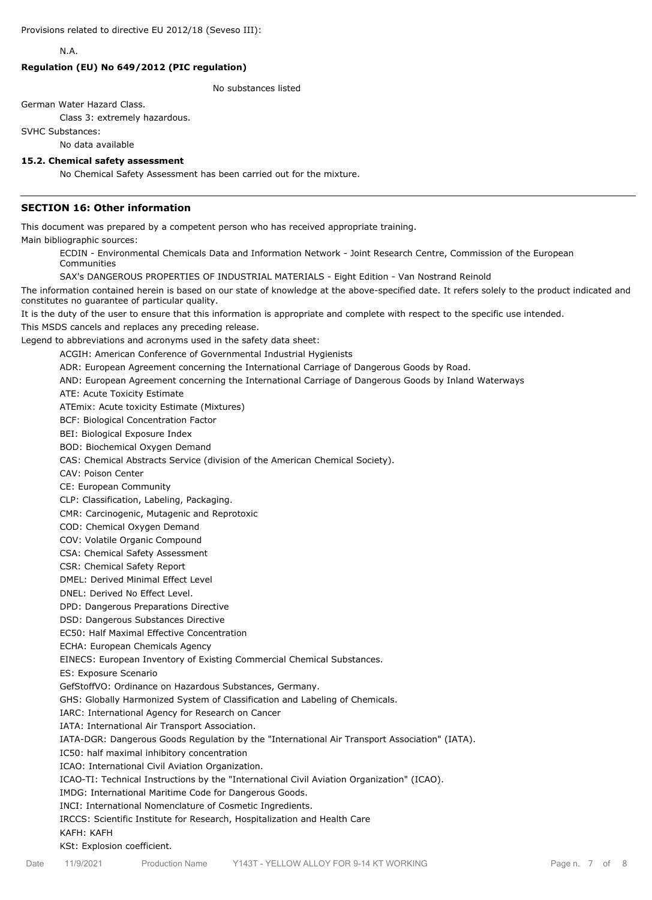Provisions related to directive EU 2012/18 (Seveso III):

N.A.

**Regulation (EU) No 649/2012 (PIC regulation)**

No substances listed

German Water Hazard Class.

Class 3: extremely hazardous.

SVHC Substances:

No data available

**15.2. Chemical safety assessment**

No Chemical Safety Assessment has been carried out for the mixture.

## SECTION 16: Other information

This document was prepared by a competent person who has received appropriate training.

Main bibliographic sources:

ECDIN - Environmental Chemicals Data and Information Network - Joint Research Centre, Commission of the European Communities

SAX's DANGEROUS PROPERTIES OF INDUSTRIAL MATERIALS - Eight Edition - Van Nostrand Reinold

The information contained herein is based on our state of knowledge at the above-specified date. It refers solely to the product indicated and constitutes no guarantee of particular quality.

It is the duty of the user to ensure that this information is appropriate and complete with respect to the specific use intended.

This MSDS cancels and replaces any preceding release.

Legend to abbreviations and acronyms used in the safety data sheet:

ACGIH: American Conference of Governmental Industrial Hygienists

ADR: European Agreement concerning the International Carriage of Dangerous Goods by Road.

AND: European Agreement concerning the International Carriage of Dangerous Goods by Inland Waterways

ATE: Acute Toxicity Estimate

ATEmix: Acute toxicity Estimate (Mixtures)

BCF: Biological Concentration Factor

BEI: Biological Exposure Index

BOD: Biochemical Oxygen Demand

CAS: Chemical Abstracts Service (division of the American Chemical Society).

CAV: Poison Center

CE: European Community

CLP: Classification, Labeling, Packaging.

CMR: Carcinogenic, Mutagenic and Reprotoxic

COD: Chemical Oxygen Demand

COV: Volatile Organic Compound

CSA: Chemical Safety Assessment

CSR: Chemical Safety Report

DMEL: Derived Minimal Effect Level

DNEL: Derived No Effect Level.

DPD: Dangerous Preparations Directive

DSD: Dangerous Substances Directive

EC50: Half Maximal Effective Concentration

ECHA: European Chemicals Agency

EINECS: European Inventory of Existing Commercial Chemical Substances.

ES: Exposure Scenario

GefStoffVO: Ordinance on Hazardous Substances, Germany.

GHS: Globally Harmonized System of Classification and Labeling of Chemicals.

IARC: International Agency for Research on Cancer

IATA: International Air Transport Association.

IATA-DGR: Dangerous Goods Regulation by the "International Air Transport Association" (IATA).

IC50: half maximal inhibitory concentration

ICAO: International Civil Aviation Organization.

ICAO-TI: Technical Instructions by the "International Civil Aviation Organization" (ICAO).

IMDG: International Maritime Code for Dangerous Goods.

INCI: International Nomenclature of Cosmetic Ingredients.

IRCCS: Scientific Institute for Research, Hospitalization and Health Care

KAFH: KAFH

KSt: Explosion coefficient.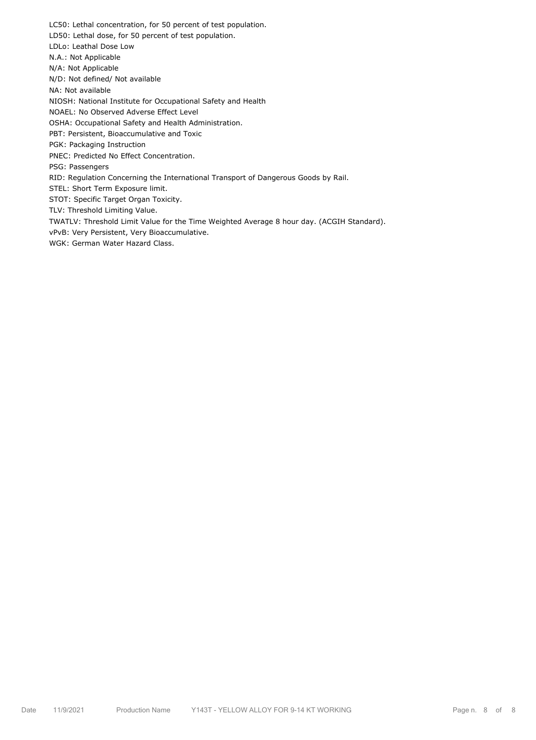LC50: Lethal concentration, for 50 percent of test population.

LD50: Lethal dose, for 50 percent of test population.

LDLo: Leathal Dose Low

N.A.: Not Applicable

N/A: Not Applicable

N/D: Not defined/ Not available

NA: Not available

NIOSH: National Institute for Occupational Safety and Health

NOAEL: No Observed Adverse Effect Level

OSHA: Occupational Safety and Health Administration.

PBT: Persistent, Bioaccumulative and Toxic

PGK: Packaging Instruction

PNEC: Predicted No Effect Concentration.

PSG: Passengers

RID: Regulation Concerning the International Transport of Dangerous Goods by Rail.

STEL: Short Term Exposure limit.

STOT: Specific Target Organ Toxicity.

TLV: Threshold Limiting Value.

TWATLV: Threshold Limit Value for the Time Weighted Average 8 hour day. (ACGIH Standard).

vPvB: Very Persistent, Very Bioaccumulative.

WGK: German Water Hazard Class.